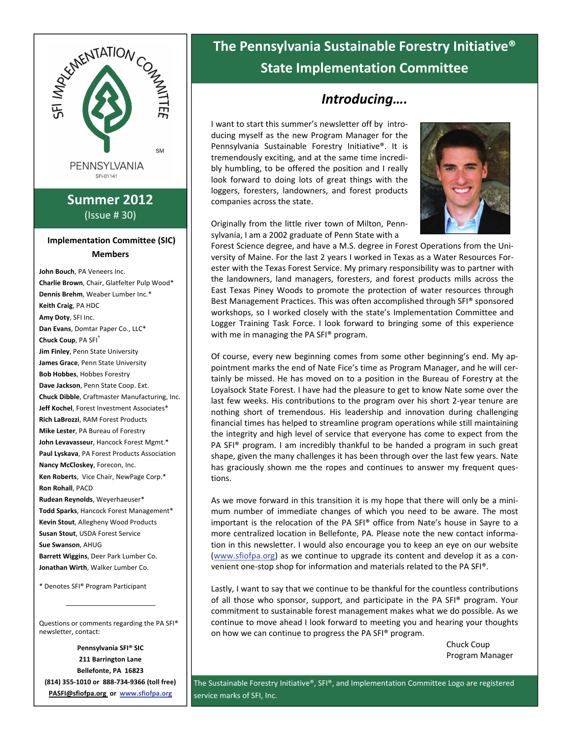# The Pennsylvania Sustainable Forestry Initiative® State Implementation Committee

SFI IMPLEMENTATION COMMITTEE

SM

PENNSYLVANIA

SFI-01141

## Summer 2012

(Issue # 30)

### Implementation Committee (SIC) Members

**John Bouch**, PA Veneers Inc.
**Charlie Brown**, Chair, Glatfelter Pulp Wood*
**Dennis Brehm**, Weaber Lumber Inc.*
**Keith Craig**, PA HDC
**Amy Doty**, SFI Inc.
**Dan Evans**, Domtar Paper Co., LLC*
**Chuck Coup**, PA SFI®
**Jim Finley**, Penn State University
**James Grace**, Penn State University
**Bob Hobbes**, Hobbes Forestry
**Dave Jackson**, Penn State Coop. Ext.
**Chuck Dibble**, Craftmaster Manufacturing, Inc.
**Jeff Kochel**, Forest Investment Associates*
**Rich LaBrozzi**, RAM Forest Products
**Mike Lester**, PA Bureau of Forestry
**John Levavasseur**, Hancock Forest Mgmt.*
**Paul Lyskava**, PA Forest Products Association
**Nancy McCloskey**, Forecon, Inc.
**Ken Roberts**, Vice Chair, NewPage Corp.*
**Ron Rohall**, PACD
**Rudean Reynolds**, Weyerhaeuser*
**Todd Sparks**, Hancock Forest Management*
**Kevin Stout**, Allegheny Wood Products
**Susan Stout**, USDA Forest Service
**Sue Swanson**, AHUG
**Barrett Wiggins**, Deer Park Lumber Co.
**Jonathan Wirth**, Walker Lumber Co.

* Denotes SFI® Program Participant

---

Questions or comments regarding the PA SFI® newsletter, contact:

**Pennsylvania SFI® SIC**
**211 Barrington Lane**
**Bellefonte, PA 16823**
**(814) 355-1010 or 888-734-9366 (toll free)**
**PASFI@sfiofpa.org or www.sfiofpa.org**

## *Introducing….*

I want to start this summer's newsletter off by introducing myself as the new Program Manager for the Pennsylvania Sustainable Forestry Initiative®. It is tremendously exciting, and at the same time incredibly humbling, to be offered the position and I really look forward to doing lots of great things with the loggers, foresters, landowners, and forest products companies across the state.

Originally from the little river town of Milton, Pennsylvania, I am a 2002 graduate of Penn State with a Forest Science degree, and have a M.S. degree in Forest Operations from the University of Maine. For the last 2 years I worked in Texas as a Water Resources Forester with the Texas Forest Service. My primary responsibility was to partner with the landowners, land managers, foresters, and forest products mills across the East Texas Piney Woods to promote the protection of water resources through Best Management Practices. This was often accomplished through SFI® sponsored workshops, so I worked closely with the state's Implementation Committee and Logger Training Task Force. I look forward to bringing some of this experience with me in managing the PA SFI® program.

Of course, every new beginning comes from some other beginning's end. My appointment marks the end of Nate Fice's time as Program Manager, and he will certainly be missed. He has moved on to a position in the Bureau of Forestry at the Loyalsock State Forest. I have had the pleasure to get to know Nate some over the last few weeks. His contributions to the program over his short 2-year tenure are nothing short of tremendous. His leadership and innovation during challenging financial times has helped to streamline program operations while still maintaining the integrity and high level of service that everyone has come to expect from the PA SFI® program. I am incredibly thankful to be handed a program in such great shape, given the many challenges it has been through over the last few years. Nate has graciously shown me the ropes and continues to answer my frequent questions.

As we move forward in this transition it is my hope that there will only be a minimum number of immediate changes of which you need to be aware. The most important is the relocation of the PA SFI® office from Nate's house in Sayre to a more centralized location in Bellefonte, PA. Please note the new contact information in this newsletter. I would also encourage you to keep an eye on our website (www.sfiofpa.org) as we continue to upgrade its content and develop it as a convenient one-stop shop for information and materials related to the PA SFI®.

Lastly, I want to say that we continue to be thankful for the countless contributions of all those who sponsor, support, and participate in the PA SFI® program. Your commitment to sustainable forest management makes what we do possible. As we continue to move ahead I look forward to meeting you and hearing your thoughts on how we can continue to progress the PA SFI® program.

Chuck Coup
Program Manager

The Sustainable Forestry Initiative®, SFI®, and Implementation Committee Logo are registered service marks of SFI, Inc.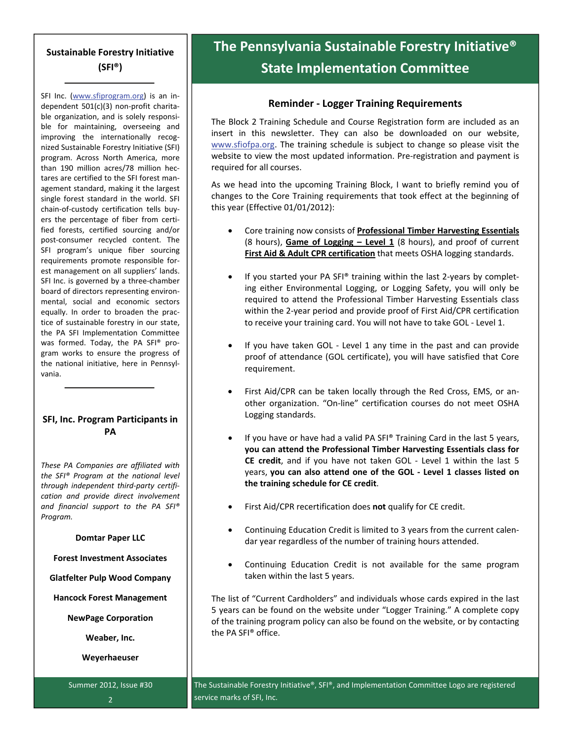## Sustainable Forestry Initiative (SFI®)

SFI Inc. (www.sfiprogram.org) is an independent 501(c)(3) non-profit charitable organization, and is solely responsible for maintaining, overseeing and improving the internationally recognized Sustainable Forestry Initiative (SFI) program. Across North America, more than 190 million acres/78 million hectares are certified to the SFI forest management standard, making it the largest single forest standard in the world. SFI chain-of-custody certification tells buyers the percentage of fiber from certified forests, certified sourcing and/or post-consumer recycled content. The SFI program's unique fiber sourcing requirements promote responsible forest management on all suppliers' lands. SFI Inc. is governed by a three-chamber board of directors representing environmental, social and economic sectors equally. In order to broaden the practice of sustainable forestry in our state, the PA SFI Implementation Committee was formed. Today, the PA SFI® program works to ensure the progress of the national initiative, here in Pennsylvania.

## SFI, Inc. Program Participants in PA

*These PA Companies are affiliated with the SFI® Program at the national level through independent third-party certification and provide direct involvement and financial support to the PA SFI® Program.*

**Domtar Paper LLC**

**Forest Investment Associates**

**Glatfelter Pulp Wood Company**

**Hancock Forest Management**

**NewPage Corporation**

**Weaber, Inc.**

**Weyerhaeuser**

# The Pennsylvania Sustainable Forestry Initiative® State Implementation Committee

### Reminder - Logger Training Requirements

The Block 2 Training Schedule and Course Registration form are included as an insert in this newsletter. They can also be downloaded on our website, www.sfiofpa.org. The training schedule is subject to change so please visit the website to view the most updated information. Pre-registration and payment is required for all courses.

As we head into the upcoming Training Block, I want to briefly remind you of changes to the Core Training requirements that took effect at the beginning of this year (Effective 01/01/2012):

- Core training now consists of **Professional Timber Harvesting Essentials** (8 hours), **Game of Logging – Level 1** (8 hours), and proof of current **First Aid & Adult CPR certification** that meets OSHA logging standards.
- If you started your PA SFI® training within the last 2-years by completing either Environmental Logging, or Logging Safety, you will only be required to attend the Professional Timber Harvesting Essentials class within the 2-year period and provide proof of First Aid/CPR certification to receive your training card. You will not have to take GOL - Level 1.
- If you have taken GOL - Level 1 any time in the past and can provide proof of attendance (GOL certificate), you will have satisfied that Core requirement.
- First Aid/CPR can be taken locally through the Red Cross, EMS, or another organization. "On-line" certification courses do not meet OSHA Logging standards.
- If you have or have had a valid PA SFI® Training Card in the last 5 years, **you can attend the Professional Timber Harvesting Essentials class for CE credit**, and if you have not taken GOL - Level 1 within the last 5 years, **you can also attend one of the GOL - Level 1 classes listed on the training schedule for CE credit**.
- First Aid/CPR recertification does **not** qualify for CE credit.
- Continuing Education Credit is limited to 3 years from the current calendar year regardless of the number of training hours attended.
- Continuing Education Credit is not available for the same program taken within the last 5 years.

The list of "Current Cardholders" and individuals whose cards expired in the last 5 years can be found on the website under "Logger Training." A complete copy of the training program policy can also be found on the website, or by contacting the PA SFI® office.

The Sustainable Forestry Initiative®, SFI®, and Implementation Committee Logo are registered service marks of SFI, Inc.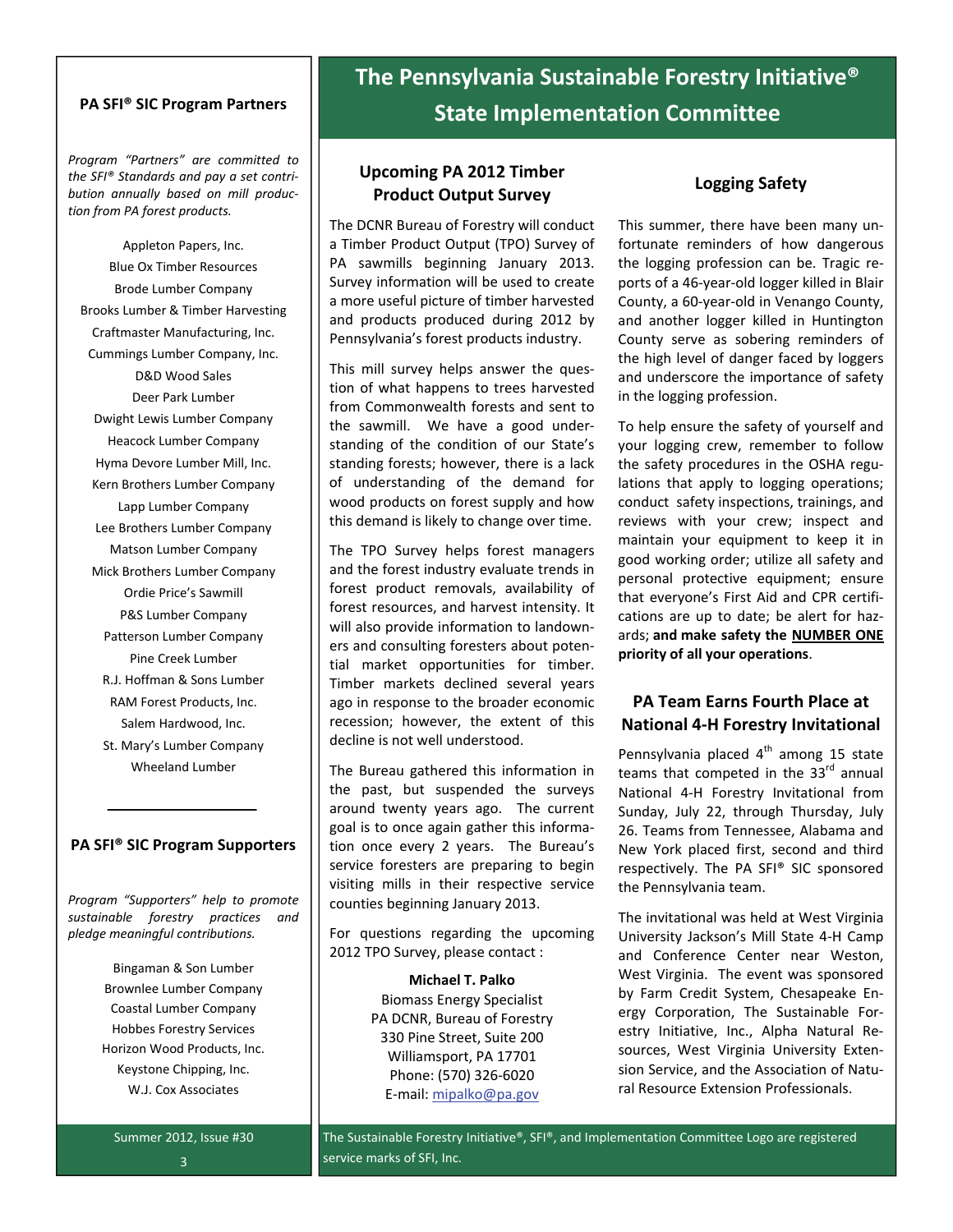# The Pennsylvania Sustainable Forestry Initiative® State Implementation Committee

## Upcoming PA 2012 Timber Product Output Survey

The DCNR Bureau of Forestry will conduct a Timber Product Output (TPO) Survey of PA sawmills beginning January 2013. Survey information will be used to create a more useful picture of timber harvested and products produced during 2012 by Pennsylvania's forest products industry.

This mill survey helps answer the question of what happens to trees harvested from Commonwealth forests and sent to the sawmill. We have a good understanding of the condition of our State's standing forests; however, there is a lack of understanding of the demand for wood products on forest supply and how this demand is likely to change over time.

The TPO Survey helps forest managers and the forest industry evaluate trends in forest product removals, availability of forest resources, and harvest intensity. It will also provide information to landowners and consulting foresters about potential market opportunities for timber. Timber markets declined several years ago in response to the broader economic recession; however, the extent of this decline is not well understood.

The Bureau gathered this information in the past, but suspended the surveys around twenty years ago. The current goal is to once again gather this information once every 2 years. The Bureau's service foresters are preparing to begin visiting mills in their respective service counties beginning January 2013.

For questions regarding the upcoming 2012 TPO Survey, please contact :

**Michael T. Palko**
Biomass Energy Specialist
PA DCNR, Bureau of Forestry
330 Pine Street, Suite 200
Williamsport, PA 17701
Phone: (570) 326-6020
E-mail: mipalko@pa.gov

## Logging Safety

This summer, there have been many unfortunate reminders of how dangerous the logging profession can be. Tragic reports of a 46-year-old logger killed in Blair County, a 60-year-old in Venango County, and another logger killed in Huntington County serve as sobering reminders of the high level of danger faced by loggers and underscore the importance of safety in the logging profession.

To help ensure the safety of yourself and your logging crew, remember to follow the safety procedures in the OSHA regulations that apply to logging operations; conduct safety inspections, trainings, and reviews with your crew; inspect and maintain your equipment to keep it in good working order; utilize all safety and personal protective equipment; ensure that everyone's First Aid and CPR certifications are up to date; be alert for hazards; **and make safety the NUMBER ONE priority of all your operations**.

## PA Team Earns Fourth Place at National 4-H Forestry Invitational

Pennsylvania placed 4th among 15 state teams that competed in the 33rd annual National 4-H Forestry Invitational from Sunday, July 22, through Thursday, July 26. Teams from Tennessee, Alabama and New York placed first, second and third respectively. The PA SFI® SIC sponsored the Pennsylvania team.

The invitational was held at West Virginia University Jackson's Mill State 4-H Camp and Conference Center near Weston, West Virginia. The event was sponsored by Farm Credit System, Chesapeake Energy Corporation, The Sustainable Forestry Initiative, Inc., Alpha Natural Resources, West Virginia University Extension Service, and the Association of Natural Resource Extension Professionals.

### PA SFI® SIC Program Partners

*Program "Partners" are committed to the SFI® Standards and pay a set contribution annually based on mill production from PA forest products.*

Appleton Papers, Inc.
Blue Ox Timber Resources
Brode Lumber Company
Brooks Lumber & Timber Harvesting
Craftmaster Manufacturing, Inc.
Cummings Lumber Company, Inc.
D&D Wood Sales
Deer Park Lumber
Dwight Lewis Lumber Company
Heacock Lumber Company
Hyma Devore Lumber Mill, Inc.
Kern Brothers Lumber Company
Lapp Lumber Company
Lee Brothers Lumber Company
Matson Lumber Company
Mick Brothers Lumber Company
Ordie Price's Sawmill
P&S Lumber Company
Patterson Lumber Company
Pine Creek Lumber
R.J. Hoffman & Sons Lumber
RAM Forest Products, Inc.
Salem Hardwood, Inc.
St. Mary's Lumber Company
Wheeland Lumber

### PA SFI® SIC Program Supporters

*Program "Supporters" help to promote sustainable forestry practices and pledge meaningful contributions.*

Bingaman & Son Lumber
Brownlee Lumber Company
Coastal Lumber Company
Hobbes Forestry Services
Horizon Wood Products, Inc.
Keystone Chipping, Inc.
W.J. Cox Associates

The Sustainable Forestry Initiative®, SFI®, and Implementation Committee Logo are registered service marks of SFI, Inc.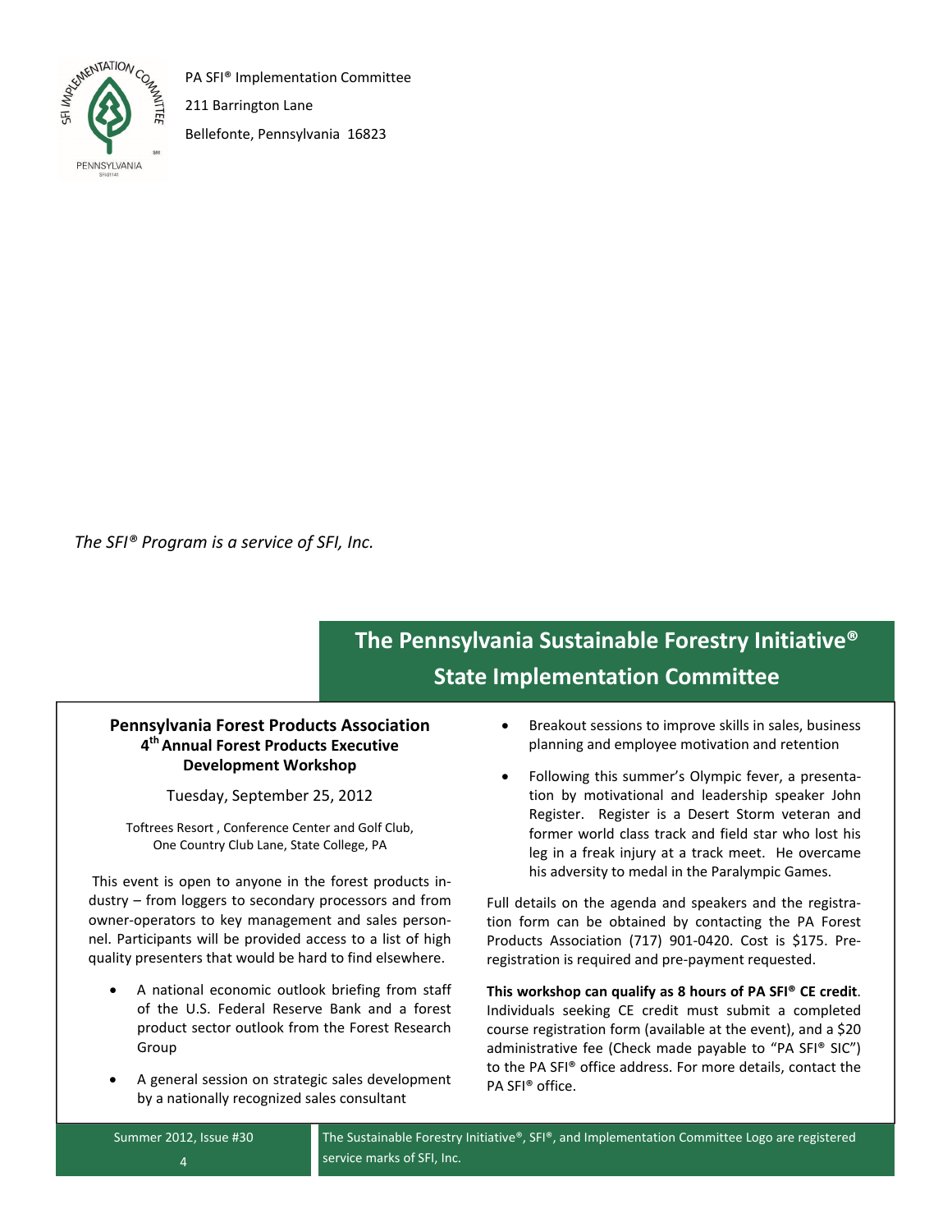PA SFI® Implementation Committee

211 Barrington Lane

Bellefonte, Pennsylvania 16823

*The SFI® Program is a service of SFI, Inc.*

# The Pennsylvania Sustainable Forestry Initiative® State Implementation Committee

## Pennsylvania Forest Products Association 4th Annual Forest Products Executive Development Workshop

Tuesday, September 25, 2012

Toftrees Resort , Conference Center and Golf Club, One Country Club Lane, State College, PA

This event is open to anyone in the forest products industry – from loggers to secondary processors and from owner-operators to key management and sales personnel. Participants will be provided access to a list of high quality presenters that would be hard to find elsewhere.

- A national economic outlook briefing from staff of the U.S. Federal Reserve Bank and a forest product sector outlook from the Forest Research Group
- A general session on strategic sales development by a nationally recognized sales consultant
- Breakout sessions to improve skills in sales, business planning and employee motivation and retention
- Following this summer's Olympic fever, a presentation by motivational and leadership speaker John Register. Register is a Desert Storm veteran and former world class track and field star who lost his leg in a freak injury at a track meet. He overcame his adversity to medal in the Paralympic Games.

Full details on the agenda and speakers and the registration form can be obtained by contacting the PA Forest Products Association (717) 901-0420. Cost is $175. Pre-registration is required and pre-payment requested.

**This workshop can qualify as 8 hours of PA SFI® CE credit**. Individuals seeking CE credit must submit a completed course registration form (available at the event), and a $20 administrative fee (Check made payable to "PA SFI® SIC") to the PA SFI® office address. For more details, contact the PA SFI® office.

The Sustainable Forestry Initiative®, SFI®, and Implementation Committee Logo are registered service marks of SFI, Inc.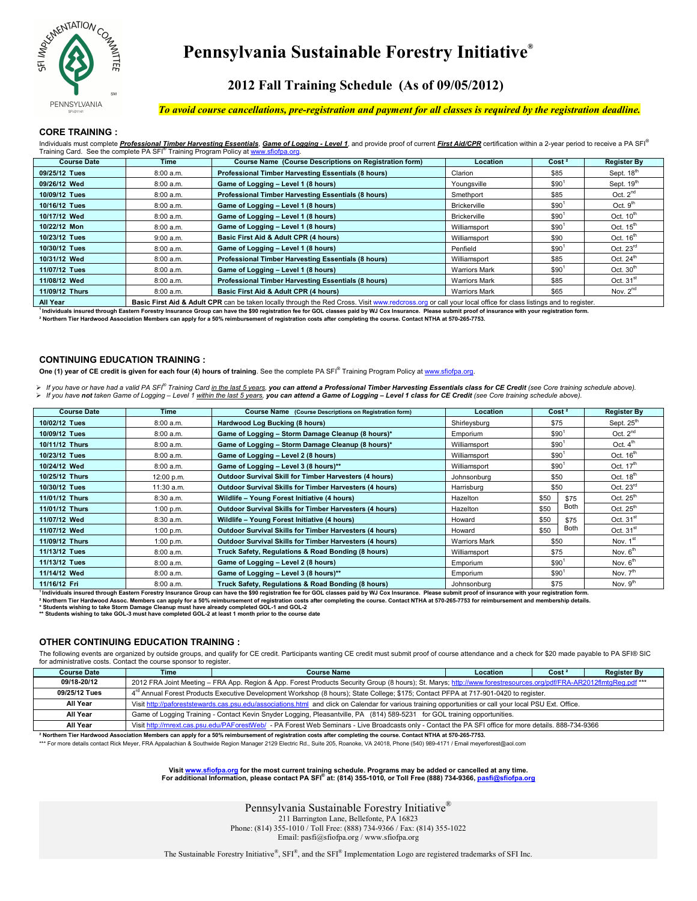# Pennsylvania Sustainable Forestry Initiative®

## 2012 Fall Training Schedule (As of 09/05/2012)

*To avoid course cancellations, pre-registration and payment for all classes is required by the registration deadline.*

### CORE TRAINING :

Individuals must complete ***Professional Timber Harvesting Essentials***, ***Game of Logging - Level 1***, and provide proof of current ***First Aid/CPR*** certification within a 2-year period to receive a PA SFI® Training Card. See the complete PA SFI® Training Program Policy at www.sfiofpa.org.

| Course Date | Time | Course Name (Course Descriptions on Registration form) | Location | Cost [2] | Register By |
|---|---|---|---|---|---|
| **09/25/12 Tues** | 8:00 a.m. | **Professional Timber Harvesting Essentials (8 hours)** | Clarion | $85 | Sept. 18th |
| **09/26/12 Wed** | 8:00 a.m. | **Game of Logging – Level 1 (8 hours)** | Youngsville | $90[1] | Sept. 19th |
| **10/09/12 Tues** | 8:00 a.m. | **Professional Timber Harvesting Essentials (8 hours)** | Smethport | $85 | Oct. 2nd |
| **10/16/12 Tues** | 8:00 a.m. | **Game of Logging – Level 1 (8 hours)** | Brickerville | $90[1] | Oct. 9th |
| **10/17/12 Wed** | 8:00 a.m. | **Game of Logging – Level 1 (8 hours)** | Brickerville | $90[1] | Oct. 10th |
| **10/22/12 Mon** | 8:00 a.m. | **Game of Logging – Level 1 (8 hours)** | Williamsport | $90[1] | Oct. 15th |
| **10/23/12 Tues** | 9:00 a.m. | **Basic First Aid & Adult CPR (4 hours)** | Williamsport | $90 | Oct. 16th |
| **10/30/12 Tues** | 8:00 a.m. | **Game of Logging – Level 1 (8 hours)** | Penfield | $90[1] | Oct. 23rd |
| **10/31/12 Wed** | 8:00 a.m. | **Professional Timber Harvesting Essentials (8 hours)** | Williamsport | $85 | Oct. 24th |
| **11/07/12 Tues** | 8:00 a.m. | **Game of Logging – Level 1 (8 hours)** | Warriors Mark | $90[1] | Oct. 30th |
| **11/08/12 Wed** | 8:00 a.m. | **Professional Timber Harvesting Essentials (8 hours)** | Warriors Mark | $85 | Oct. 31st |
| **11/09/12 Thurs** | 8:00 a.m. | **Basic First Aid & Adult CPR (4 hours)** | Warriors Mark | $65 | Nov. 2nd |
| **All Year** | **Basic First Aid & Adult CPR** can be taken locally through the Red Cross. Visit www.redcross.org or call your local office for class listings and to register. | | | | |

[1] **Individuals insured through Eastern Forestry Insurance Group can have the $90 registration fee for GOL classes paid by WJ Cox Insurance. Please submit proof of insurance with your registration form.**
[2] **Northern Tier Hardwood Association Members can apply for a 50% reimbursement of registration costs after completing the course. Contact NTHA at 570-265-7753.**

### CONTINUING EDUCATION TRAINING :

**One (1) year of CE credit is given for each four (4) hours of training**. See the complete PA SFI® Training Program Policy at www.sfiofpa.org.

- *If you have or have had a valid PA SFI® Training Card in the last 5 years,* ***you can attend a Professional Timber Harvesting Essentials class for CE Credit*** *(see Core training schedule above).*
- *If you have* ***not*** *taken Game of Logging – Level 1 within the last 5 years,* ***you can attend a Game of Logging – Level 1 class for CE Credit*** *(see Core training schedule above).*

| Course Date | Time | Course Name (Course Descriptions on Registration form) | Location | Cost [2] | | Register By |
|---|---|---|---|---|---|---|
| **10/02/12 Tues** | 8:00 a.m. | **Hardwood Log Bucking (8 hours)** | Shirleysburg | $75 | | Sept. 25th |
| **10/09/12 Tues** | 8:00 a.m. | **Game of Logging – Storm Damage Cleanup (8 hours)*** | Emporium | $90[1] | | Oct. 2nd |
| **10/11/12 Thurs** | 8:00 a.m. | **Game of Logging – Storm Damage Cleanup (8 hours)*** | Williamsport | $90[1] | | Oct. 4th |
| **10/23/12 Tues** | 8:00 a.m. | **Game of Logging – Level 2 (8 hours)** | Williamsport | $90[1] | | Oct. 16th |
| **10/24/12 Wed** | 8:00 a.m. | **Game of Logging – Level 3 (8 hours)**** | Williamsport | $90[1] | | Oct. 17th |
| **10/25/12 Thurs** | 12:00 p.m. | **Outdoor Survival Skill for Timber Harvesters (4 hours)** | Johnsonburg | $50 | | Oct. 18th |
| **10/30/12 Tues** | 11:30 a.m. | **Outdoor Survival Skills for Timber Harvesters (4 hours)** | Harrisburg | $50 | | Oct. 23rd |
| **11/01/12 Thurs** | 8:30 a.m. | **Wildlife – Young Forest Initiative (4 hours)** | Hazelton | $50 | $75 Both | Oct. 25th |
| **11/01/12 Thurs** | 1:00 p.m. | **Outdoor Survival Skills for Timber Harvesters (4 hours)** | Hazelton | $50 | | Oct. 25th |
| **11/07/12 Wed** | 8:30 a.m. | **Wildlife – Young Forest Initiative (4 hours)** | Howard | $50 | $75 Both | Oct. 31st |
| **11/07/12 Wed** | 1:00 p.m. | **Outdoor Survival Skills for Timber Harvesters (4 hours)** | Howard | $50 | | Oct. 31st |
| **11/09/12 Thurs** | 1:00 p.m. | **Outdoor Survival Skills for Timber Harvesters (4 hours)** | Warriors Mark | $50 | | Nov. 1st |
| **11/13/12 Tues** | 8:00 a.m. | **Truck Safety, Regulations & Road Bonding (8 hours)** | Williamsport | $75 | | Nov. 6th |
| **11/13/12 Tues** | 8:00 a.m. | **Game of Logging – Level 2 (8 hours)** | Emporium | $90[1] | | Nov. 6th |
| **11/14/12 Wed** | 8:00 a.m. | **Game of Logging – Level 3 (8 hours)**** | Emporium | $90[1] | | Nov. 7th |
| **11/16/12 Fri** | 8:00 a.m. | **Truck Safety, Regulations & Road Bonding (8 hours)** | Johnsonburg | $75 | | Nov. 9th |

[1] **Individuals insured through Eastern Forestry Insurance Group can have the $90 registration fee for GOL classes paid by WJ Cox Insurance. Please submit proof of insurance with your registration form.**
[2] **Northern Tier Hardwood Assoc. Members can apply for a 50% reimbursement of registration costs after completing the course. Contact NTHA at 570-265-7753 for reimbursement and membership details.**
**\* Students wishing to take Storm Damage Cleanup must have already completed GOL-1 and GOL-2**
**\*\* Students wishing to take GOL-3 must have completed GOL-2 at least 1 month prior to the course date**

### OTHER CONTINUING EDUCATION TRAINING :

The following events are organized by outside groups, and qualify for CE credit. Participants wanting CE credit must submit proof of course attendance and a check for $20 made payable to PA SFI® SIC for administrative costs. Contact the course sponsor to register.

| Course Date | Time | Course Name | Location | Cost [2] | Register By |
|---|---|---|---|---|---|
| **09/18-20/12** | 2012 FRA Joint Meeting – FRA App. Region & App. Forest Products Security Group (8 hours); St. Marys; http://www.forestresources.org/pdf/FRA-AR2012fmtgReg.pdf *** | | | | |
| **09/25/12 Tues** | 4th Annual Forest Products Executive Development Workshop (8 hours); State College; $175; Contact PFPA at 717-901-0420 to register. | | | | |
| **All Year** | Visit http://paforeststewards.cas.psu.edu/associations.html and click on Calendar for various training opportunities or call your local PSU Ext. Office. | | | | |
| **All Year** | Game of Logging Training - Contact Kevin Snyder Logging, Pleasantville, PA (814) 589-5231 for GOL training opportunities. | | | | |
| **All Year** | Visit http://rnrext.cas.psu.edu/PAForestWeb/ - PA Forest Web Seminars - Live Broadcasts only - Contact the PA SFI office for more details. 888-734-9366 | | | | |

[2] **Northern Tier Hardwood Association Members can apply for a 50% reimbursement of registration costs after completing the course. Contact NTHA at 570-265-7753.**
\*\*\* For more details contact Rick Meyer, FRA Appalachian & Southwide Region Manager 2129 Electric Rd., Suite 205, Roanoke, VA 24018, Phone (540) 989-4171 / Email meyerforest@aol.com

**Visit www.sfiofpa.org for the most current training schedule. Programs may be added or cancelled at any time.**
**For additional Information, please contact PA SFI® at: (814) 355-1010, or Toll Free (888) 734-9366, pasfi@sfiofpa.org**

Pennsylvania Sustainable Forestry Initiative®
211 Barrington Lane, Bellefonte, PA 16823
Phone: (814) 355-1010 / Toll Free: (888) 734-9366 / Fax: (814) 355-1022
Email: pasfi@sfiofpa.org / www.sfiofpa.org

The Sustainable Forestry Initiative®, SFI®, and the SFI® Implementation Logo are registered trademarks of SFI Inc.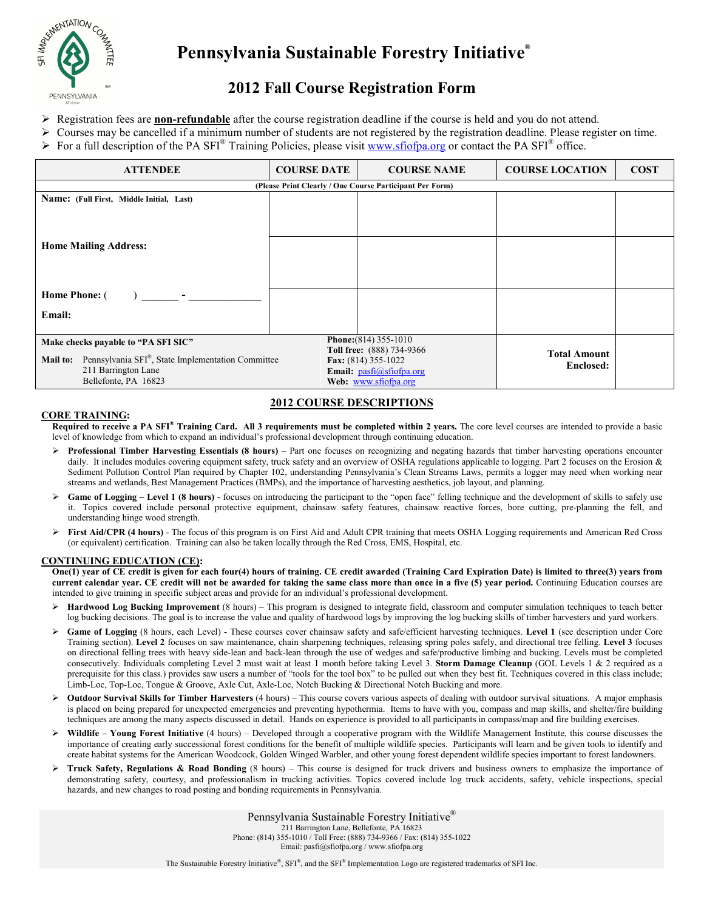# Pennsylvania Sustainable Forestry Initiative®

## 2012 Fall Course Registration Form

- Registration fees are **non-refundable** after the course registration deadline if the course is held and you do not attend.
- Courses may be cancelled if a minimum number of students are not registered by the registration deadline. Please register on time.
- For a full description of the PA SFI® Training Policies, please visit www.sfiofpa.org or contact the PA SFI® office.

| ATTENDEE | COURSE DATE | COURSE NAME | COURSE LOCATION | COST |
|---|---|---|---|---|
| (Please Print Clearly / One Course Participant Per Form) | | | | |
| **Name:** (Full First, Middle Initial, Last) | | | | |
| **Home Mailing Address:** | | | | |
| **Home Phone:** ( ) _______ - _____________ <br> **Email:** | | | | |
| Make checks payable to "PA SFI SIC" <br> **Mail to:** Pennsylvania SFI®, State Implementation Committee, 211 Barrington Lane, Bellefonte, PA 16823 | **Phone:** (814) 355-1010 <br> **Toll free:** (888) 734-9366 <br> **Fax:** (814) 355-1022 <br> **Email:** pasfi@sfiofpa.org <br> **Web:** www.sfiofpa.org | | **Total Amount Enclosed:** | |

## 2012 COURSE DESCRIPTIONS

### CORE TRAINING:

**Required to receive a PA SFI® Training Card. All 3 requirements must be completed within 2 years.** The core level courses are intended to provide a basic level of knowledge from which to expand an individual's professional development through continuing education.

- **Professional Timber Harvesting Essentials (8 hours)** – Part one focuses on recognizing and negating hazards that timber harvesting operations encounter daily. It includes modules covering equipment safety, truck safety and an overview of OSHA regulations applicable to logging. Part 2 focuses on the Erosion & Sediment Pollution Control Plan required by Chapter 102, understanding Pennsylvania's Clean Streams Laws, permits a logger may need when working near streams and wetlands, Best Management Practices (BMPs), and the importance of harvesting aesthetics, job layout, and planning.
- **Game of Logging – Level 1 (8 hours)** - focuses on introducing the participant to the "open face" felling technique and the development of skills to safely use it. Topics covered include personal protective equipment, chainsaw safety features, chainsaw reactive forces, bore cutting, pre-planning the fell, and understanding hinge wood strength.
- **First Aid/CPR (4 hours)** - The focus of this program is on First Aid and Adult CPR training that meets OSHA Logging requirements and American Red Cross (or equivalent) certification. Training can also be taken locally through the Red Cross, EMS, Hospital, etc.

### CONTINUING EDUCATION (CE):

**One(1) year of CE credit is given for each four(4) hours of training. CE credit awarded (Training Card Expiration Date) is limited to three(3) years from current calendar year. CE credit will not be awarded for taking the same class more than once in a five (5) year period.** Continuing Education courses are intended to give training in specific subject areas and provide for an individual's professional development.

- **Hardwood Log Bucking Improvement** (8 hours) – This program is designed to integrate field, classroom and computer simulation techniques to teach better log bucking decisions. The goal is to increase the value and quality of hardwood logs by improving the log bucking skills of timber harvesters and yard workers.
- **Game of Logging** (8 hours, each Level) - These courses cover chainsaw safety and safe/efficient harvesting techniques. **Level 1** (see description under Core Training section). **Level 2** focuses on saw maintenance, chain sharpening techniques, releasing spring poles safely, and directional tree felling. **Level 3** focuses on directional felling trees with heavy side-lean and back-lean through the use of wedges and safe/productive limbing and bucking. Levels must be completed consecutively. Individuals completing Level 2 must wait at least 1 month before taking Level 3. **Storm Damage Cleanup** (GOL Levels 1 & 2 required as a prerequisite for this class.) provides saw users a number of "tools for the tool box" to be pulled out when they best fit. Techniques covered in this class include; Limb-Loc, Top-Loc, Tongue & Groove, Axle Cut, Axle-Loc, Notch Bucking & Directional Notch Bucking and more.
- **Outdoor Survival Skills for Timber Harvesters** (4 hours) – This course covers various aspects of dealing with outdoor survival situations. A major emphasis is placed on being prepared for unexpected emergencies and preventing hypothermia. Items to have with you, compass and map skills, and shelter/fire building techniques are among the many aspects discussed in detail. Hands on experience is provided to all participants in compass/map and fire building exercises.
- **Wildlife – Young Forest Initiative** (4 hours) – Developed through a cooperative program with the Wildlife Management Institute, this course discusses the importance of creating early successional forest conditions for the benefit of multiple wildlife species. Participants will learn and be given tools to identify and create habitat systems for the American Woodcock, Golden Winged Warbler, and other young forest dependent wildlife species important to forest landowners.
- **Truck Safety, Regulations & Road Bonding** (8 hours) – This course is designed for truck drivers and business owners to emphasize the importance of demonstrating safety, courtesy, and professionalism in trucking activities. Topics covered include log truck accidents, safety, vehicle inspections, special hazards, and new changes to road posting and bonding requirements in Pennsylvania.

Pennsylvania Sustainable Forestry Initiative®
211 Barrington Lane, Bellefonte, PA 16823
Phone: (814) 355-1010 / Toll Free: (888) 734-9366 / Fax: (814) 355-1022
Email: pasfi@sfiofpa.org / www.sfiofpa.org

The Sustainable Forestry Initiative®, SFI®, and the SFI® Implementation Logo are registered trademarks of SFI Inc.